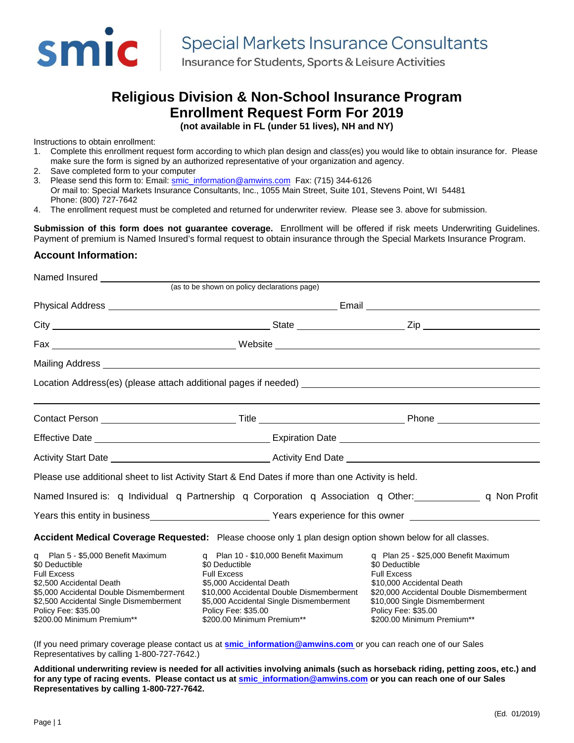smic | **Special Markets Insurance Consultants**
Insurance for Students, Sports & Leisure Activities

# Religious Division & Non-School Insurance Program
# Enrollment Request Form For 2019

**(not available in FL (under 51 lives), NH and NY)**

Instructions to obtain enrollment:

1. Complete this enrollment request form according to which plan design and class(es) you would like to obtain insurance for. Please make sure the form is signed by an authorized representative of your organization and agency.
2. Save completed form to your computer
3. Please send this form to: Email: smic_information@amwins.com Fax: (715) 344-6126
   Or mail to: Special Markets Insurance Consultants, Inc., 1055 Main Street, Suite 101, Stevens Point, WI 54481
   Phone: (800) 727-7642
4. The enrollment request must be completed and returned for underwriter review. Please see 3. above for submission.

**Submission of this form does not guarantee coverage.** Enrollment will be offered if risk meets Underwriting Guidelines. Payment of premium is Named Insured's formal request to obtain insurance through the Special Markets Insurance Program.

## Account Information:

Named Insured ______________________________________________
(as to be shown on policy declarations page)

Physical Address ______________________________ Email ______________________________

City ______________________________ State ______________ Zip ______________

Fax ______________________________ Website ______________________________

Mailing Address ______________________________________________

Location Address(es) (please attach additional pages if needed) ______________________________

______________________________________________

Contact Person ______________________ Title ______________________ Phone ______________

Effective Date ______________________ Expiration Date ______________________

Activity Start Date ______________________ Activity End Date ______________________

Please use additional sheet to list Activity Start & End Dates if more than one Activity is held.

Named Insured is: ☐ Individual ☐ Partnership ☐ Corporation ☐ Association ☐ Other: __________ ☐ Non Profit

Years this entity in business ______________________ Years experience for this owner ______________________

**Accident Medical Coverage Requested:** Please choose only 1 plan design option shown below for all classes.

| ☐ Plan 5 - $5,000 Benefit Maximum | ☐ Plan 10 - $10,000 Benefit Maximum | ☐ Plan 25 - $25,000 Benefit Maximum |
|---|---|---|
| $0 Deductible | $0 Deductible | $0 Deductible |
| Full Excess | Full Excess | Full Excess |
| $2,500 Accidental Death | $5,000 Accidental Death | $10,000 Accidental Death |
| $5,000 Accidental Double Dismemberment | $10,000 Accidental Double Dismemberment | $20,000 Accidental Double Dismemberment |
| $2,500 Accidental Single Dismemberment | $5,000 Accidental Single Dismemberment | $10,000 Single Dismemberment |
| Policy Fee: $35.00 | Policy Fee: $35.00 | Policy Fee: $35.00 |
| $200.00 Minimum Premium** | $200.00 Minimum Premium** | $200.00 Minimum Premium** |

(If you need primary coverage please contact us at **smic_information@amwins.com** or you can reach one of our Sales Representatives by calling 1-800-727-7642.)

**Additional underwriting review is needed for all activities involving animals (such as horseback riding, petting zoos, etc.) and for any type of racing events. Please contact us at smic_information@amwins.com or you can reach one of our Sales Representatives by calling 1-800-727-7642.**

(Ed. 01/2019)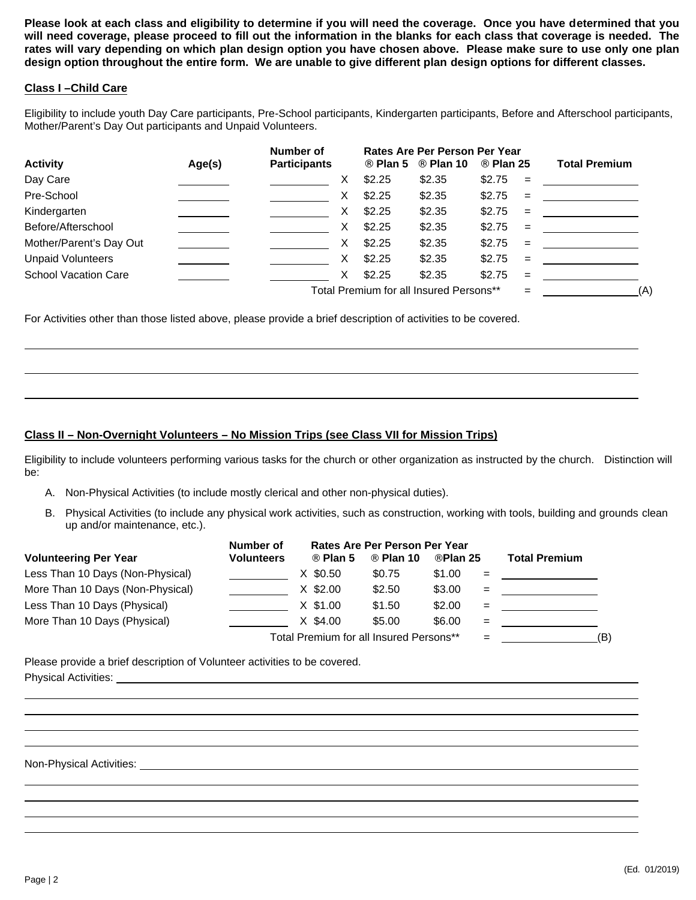**Please look at each class and eligibility to determine if you will need the coverage. Once you have determined that you will need coverage, please proceed to fill out the information in the blanks for each class that coverage is needed. The rates will vary depending on which plan design option you have chosen above. Please make sure to use only one plan design option throughout the entire form. We are unable to give different plan design options for different classes.**

## Class I –Child Care

Eligibility to include youth Day Care participants, Pre-School participants, Kindergarten participants, Before and Afterschool participants, Mother/Parent's Day Out participants and Unpaid Volunteers.

| Activity | Age(s) | Number of Participants | | Rates Are Per Person Per Year ® Plan 5 | ® Plan 10 | ® Plan 25 | | Total Premium |
|---|---|---|---|---|---|---|---|---|
| Day Care | ______ | ______ | X | $2.25 | $2.35 | $2.75 | = | ______ |
| Pre-School | ______ | ______ | X | $2.25 | $2.35 | $2.75 | = | ______ |
| Kindergarten | ______ | ______ | X | $2.25 | $2.35 | $2.75 | = | ______ |
| Before/Afterschool | ______ | ______ | X | $2.25 | $2.35 | $2.75 | = | ______ |
| Mother/Parent's Day Out | ______ | ______ | X | $2.25 | $2.35 | $2.75 | = | ______ |
| Unpaid Volunteers | ______ | ______ | X | $2.25 | $2.35 | $2.75 | = | ______ |
| School Vacation Care | ______ | ______ | X | $2.25 | $2.35 | $2.75 | = | ______ |
| | | | | Total Premium for all Insured Persons** | | | = | ______ (A) |

For Activities other than those listed above, please provide a brief description of activities to be covered.

______________________________________________________________________

______________________________________________________________________

______________________________________________________________________

## Class II – Non-Overnight Volunteers – No Mission Trips (see Class VII for Mission Trips)

Eligibility to include volunteers performing various tasks for the church or other organization as instructed by the church. Distinction will be:

A. Non-Physical Activities (to include mostly clerical and other non-physical duties).

B. Physical Activities (to include any physical work activities, such as construction, working with tools, building and grounds clean up and/or maintenance, etc.).

| Volunteering Per Year | Number of Volunteers | Rates Are Per Person Per Year ® Plan 5 | ® Plan 10 | ®Plan 25 | | Total Premium |
|---|---|---|---|---|---|---|
| Less Than 10 Days (Non-Physical) | ______ | X $0.50 | $0.75 | $1.00 | = | ______ |
| More Than 10 Days (Non-Physical) | ______ | X $2.00 | $2.50 | $3.00 | = | ______ |
| Less Than 10 Days (Physical) | ______ | X $1.00 | $1.50 | $2.00 | = | ______ |
| More Than 10 Days (Physical) | ______ | X $4.00 | $5.00 | $6.00 | = | ______ |
| | | Total Premium for all Insured Persons** | | | = | ______ (B) |

Please provide a brief description of Volunteer activities to be covered.

Physical Activities: ______________________________________________________________________

______________________________________________________________________

______________________________________________________________________

______________________________________________________________________

______________________________________________________________________

Non-Physical Activities: ______________________________________________________________________

______________________________________________________________________

______________________________________________________________________

______________________________________________________________________

______________________________________________________________________

(Ed. 01/2019)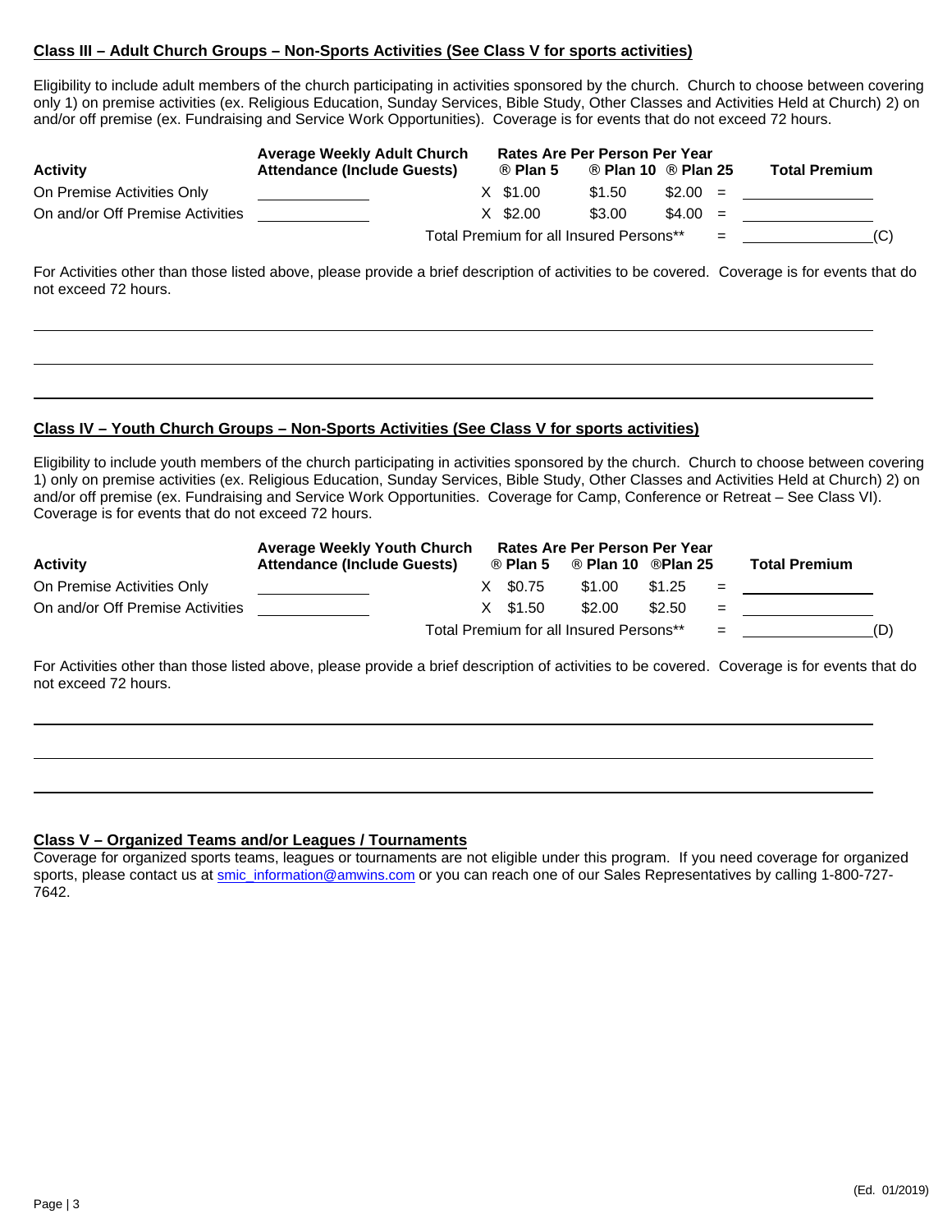**Class III – Adult Church Groups – Non-Sports Activities (See Class V for sports activities)**

Eligibility to include adult members of the church participating in activities sponsored by the church. Church to choose between covering only 1) on premise activities (ex. Religious Education, Sunday Services, Bible Study, Other Classes and Activities Held at Church) 2) on and/or off premise (ex. Fundraising and Service Work Opportunities). Coverage is for events that do not exceed 72 hours.

| Activity | Average Weekly Adult Church Attendance (Include Guests) | | Rates Are Per Person Per Year ® Plan 5 | ® Plan 10 | ® Plan 25 | | Total Premium |
|---|---|---|---|---|---|---|---|
| On Premise Activities Only | ____________ | X | $1.00 | $1.50 | $2.00 | = | ____________ |
| On and/or Off Premise Activities | ____________ | X | $2.00 | $3.00 | $4.00 | = | ____________ |
| | | | Total Premium for all Insured Persons** | | | = | ____________(C) |

For Activities other than those listed above, please provide a brief description of activities to be covered. Coverage is for events that do not exceed 72 hours.

______________________________________________________________________________

______________________________________________________________________________

______________________________________________________________________________

**Class IV – Youth Church Groups – Non-Sports Activities (See Class V for sports activities)**

Eligibility to include youth members of the church participating in activities sponsored by the church. Church to choose between covering 1) only on premise activities (ex. Religious Education, Sunday Services, Bible Study, Other Classes and Activities Held at Church) 2) on and/or off premise (ex. Fundraising and Service Work Opportunities. Coverage for Camp, Conference or Retreat – See Class VI). Coverage is for events that do not exceed 72 hours.

| Activity | Average Weekly Youth Church Attendance (Include Guests) | | Rates Are Per Person Per Year ® Plan 5 | ® Plan 10 | ®Plan 25 | | Total Premium |
|---|---|---|---|---|---|---|---|
| On Premise Activities Only | ____________ | X | $0.75 | $1.00 | $1.25 | = | ____________ |
| On and/or Off Premise Activities | ____________ | X | $1.50 | $2.00 | $2.50 | = | ____________ |
| | | | Total Premium for all Insured Persons** | | | = | ____________(D) |

For Activities other than those listed above, please provide a brief description of activities to be covered. Coverage is for events that do not exceed 72 hours.

______________________________________________________________________________

______________________________________________________________________________

______________________________________________________________________________

**Class V – Organized Teams and/or Leagues / Tournaments**

Coverage for organized sports teams, leagues or tournaments are not eligible under this program. If you need coverage for organized sports, please contact us at smic_information@amwins.com or you can reach one of our Sales Representatives by calling 1-800-727-7642.

(Ed. 01/2019)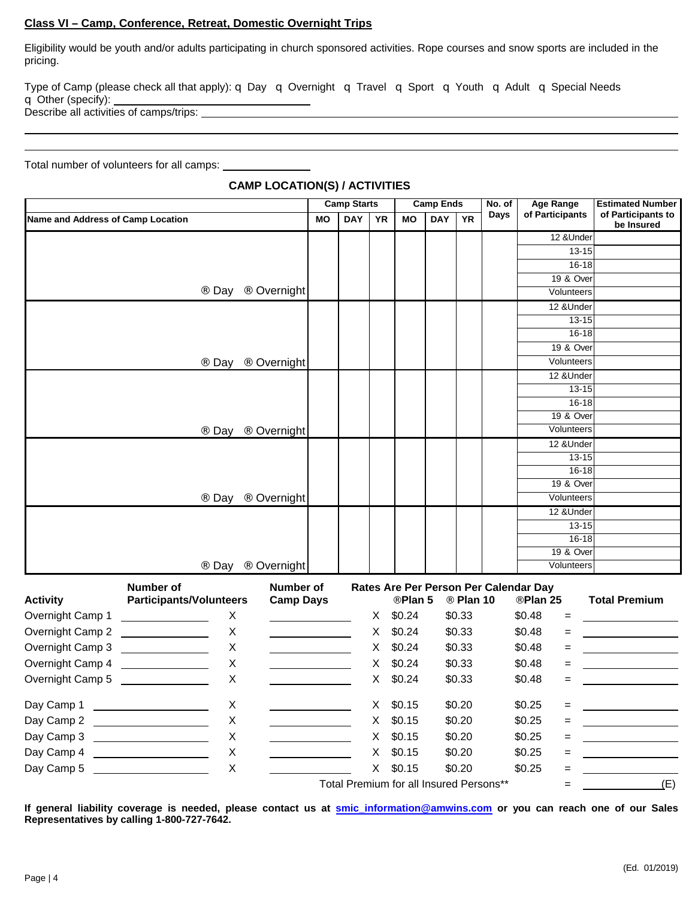**Class VI – Camp, Conference, Retreat, Domestic Overnight Trips**

Eligibility would be youth and/or adults participating in church sponsored activities. Rope courses and snow sports are included in the pricing.

Type of Camp (please check all that apply): q Day q Overnight q Travel q Sport q Youth q Adult q Special Needs
q Other (specify): ______________________________
Describe all activities of camps/trips: ______________________________

______________________________

______________________________

Total number of volunteers for all camps: ______________

## CAMP LOCATION(S) / ACTIVITIES

| Name and Address of Camp Location | Camp Starts MO | DAY | YR | Camp Ends MO | DAY | YR | No. of Days | Age Range of Participants | Estimated Number of Participants to be Insured |
|---|---|---|---|---|---|---|---|---|---|
| | | | | | | | | 12 &Under | |
| | | | | | | | | 13-15 | |
| | | | | | | | | 16-18 | |
| | | | | | | | | 19 & Over | |
| ® Day ® Overnight | | | | | | | | Volunteers | |
| | | | | | | | | 12 &Under | |
| | | | | | | | | 13-15 | |
| | | | | | | | | 16-18 | |
| | | | | | | | | 19 & Over | |
| ® Day ® Overnight | | | | | | | | Volunteers | |
| | | | | | | | | 12 &Under | |
| | | | | | | | | 13-15 | |
| | | | | | | | | 16-18 | |
| | | | | | | | | 19 & Over | |
| ® Day ® Overnight | | | | | | | | Volunteers | |
| | | | | | | | | 12 &Under | |
| | | | | | | | | 13-15 | |
| | | | | | | | | 16-18 | |
| | | | | | | | | 19 & Over | |
| ® Day ® Overnight | | | | | | | | Volunteers | |
| | | | | | | | | 12 &Under | |
| | | | | | | | | 13-15 | |
| | | | | | | | | 16-18 | |
| | | | | | | | | 19 & Over | |
| ® Day ® Overnight | | | | | | | | Volunteers | |

| Activity | Number of Participants/Volunteers | | Number of Camp Days | | Rates Are Per Person Per Calendar Day ®Plan 5 | ® Plan 10 | ®Plan 25 | | Total Premium |
|---|---|---|---|---|---|---|---|---|---|
| Overnight Camp 1 | ______ | X | ______ | X | $0.24 | $0.33 | $0.48 | = | ______ |
| Overnight Camp 2 | ______ | X | ______ | X | $0.24 | $0.33 | $0.48 | = | ______ |
| Overnight Camp 3 | ______ | X | ______ | X | $0.24 | $0.33 | $0.48 | = | ______ |
| Overnight Camp 4 | ______ | X | ______ | X | $0.24 | $0.33 | $0.48 | = | ______ |
| Overnight Camp 5 | ______ | X | ______ | X | $0.24 | $0.33 | $0.48 | = | ______ |
| Day Camp 1 | ______ | X | ______ | X | $0.15 | $0.20 | $0.25 | = | ______ |
| Day Camp 2 | ______ | X | ______ | X | $0.15 | $0.20 | $0.25 | = | ______ |
| Day Camp 3 | ______ | X | ______ | X | $0.15 | $0.20 | $0.25 | = | ______ |
| Day Camp 4 | ______ | X | ______ | X | $0.15 | $0.20 | $0.25 | = | ______ |
| Day Camp 5 | ______ | X | ______ | X | $0.15 | $0.20 | $0.25 | = | ______ |
| | | | | | Total Premium for all Insured Persons** | | | = | ______ (E) |

**If general liability coverage is needed, please contact us at [smic_information@amwins.com](mailto:smic_information@amwins.com) or you can reach one of our Sales Representatives by calling 1-800-727-7642.**

(Ed. 01/2019)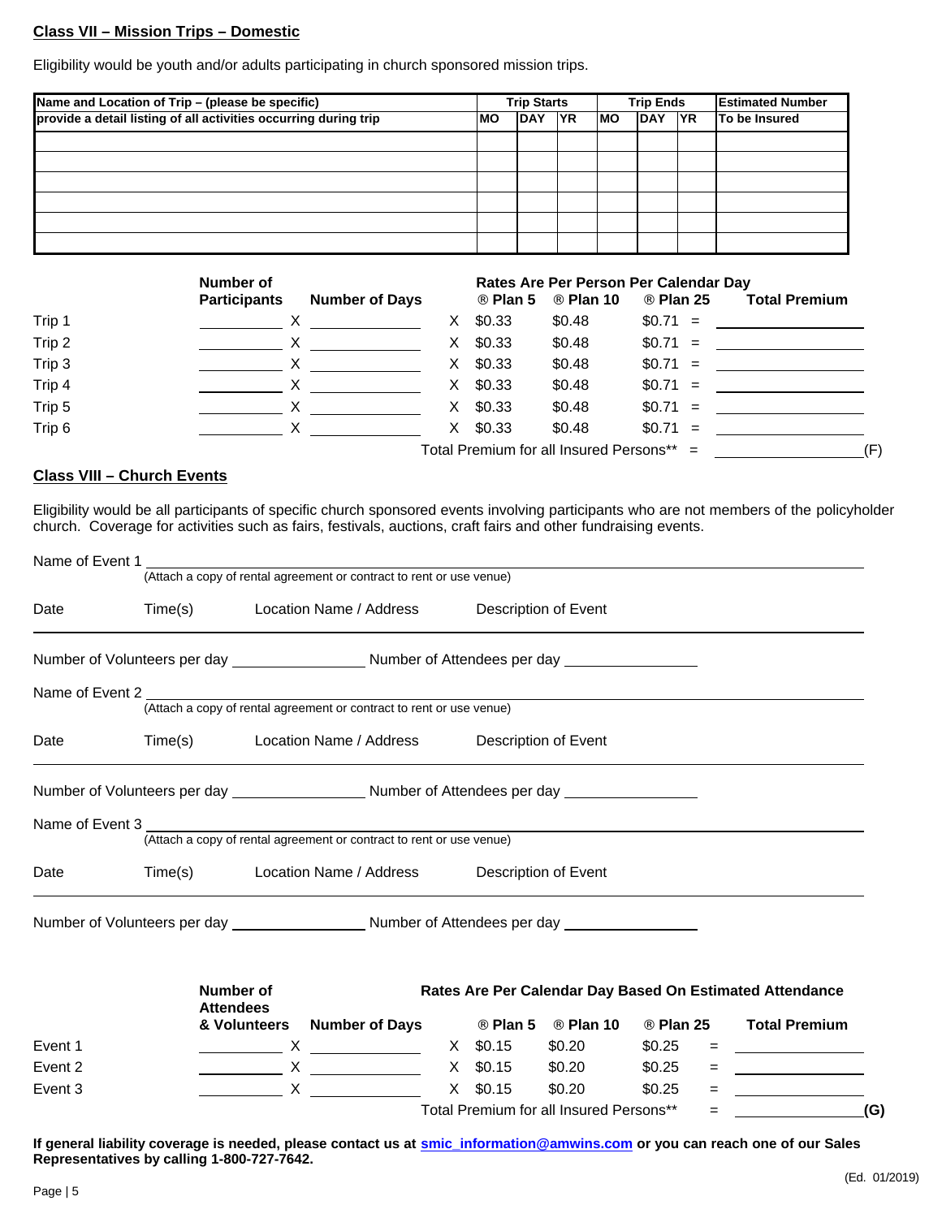**Class VII – Mission Trips – Domestic**

Eligibility would be youth and/or adults participating in church sponsored mission trips.

| Name and Location of Trip – (please be specific) provide a detail listing of all activities occurring during trip | Trip Starts | | | Trip Ends | | | Estimated Number To be Insured |
|---|---|---|---|---|---|---|---|
| | MO | DAY | YR | MO | DAY | YR | |
| | | | | | | | |
| | | | | | | | |
| | | | | | | | |
| | | | | | | | |
| | | | | | | | |
| | | | | | | | |

| | Number of Participants | | Number of Days | | ® Plan 5 | ® Plan 10 | ® Plan 25 | | Total Premium |
|---|---|---|---|---|---|---|---|---|---|
| | | | | | Rates Are Per Person Per Calendar Day | | | | |
| Trip 1 | ______ | X | ______ | X | $0.33 | $0.48 | $0.71 | = | ______ |
| Trip 2 | ______ | X | ______ | X | $0.33 | $0.48 | $0.71 | = | ______ |
| Trip 3 | ______ | X | ______ | X | $0.33 | $0.48 | $0.71 | = | ______ |
| Trip 4 | ______ | X | ______ | X | $0.33 | $0.48 | $0.71 | = | ______ |
| Trip 5 | ______ | X | ______ | X | $0.33 | $0.48 | $0.71 | = | ______ |
| Trip 6 | ______ | X | ______ | X | $0.33 | $0.48 | $0.71 | = | ______ |
| | | | | | Total Premium for all Insured Persons** | | | = | ______ (F) |

**Class VIII – Church Events**

Eligibility would be all participants of specific church sponsored events involving participants who are not members of the policyholder church. Coverage for activities such as fairs, festivals, auctions, craft fairs and other fundraising events.

Name of Event 1 ______________________________
(Attach a copy of rental agreement or contract to rent or use venue)

Date  Time(s)  Location Name / Address  Description of Event

______________________________

Number of Volunteers per day ______________ Number of Attendees per day ______________

Name of Event 2 ______________________________
(Attach a copy of rental agreement or contract to rent or use venue)

Date  Time(s)  Location Name / Address  Description of Event

______________________________

Number of Volunteers per day ______________ Number of Attendees per day ______________

Name of Event 3 ______________________________
(Attach a copy of rental agreement or contract to rent or use venue)

Date  Time(s)  Location Name / Address  Description of Event

______________________________

Number of Volunteers per day ______________ Number of Attendees per day ______________

| | Number of Attendees & Volunteers | | Number of Days | | ® Plan 5 | ® Plan 10 | ® Plan 25 | | Total Premium |
|---|---|---|---|---|---|---|---|---|---|
| | | | | | Rates Are Per Calendar Day Based On Estimated Attendance | | | | |
| Event 1 | ______ | X | ______ | X | $0.15 | $0.20 | $0.25 | = | ______ |
| Event 2 | ______ | X | ______ | X | $0.15 | $0.20 | $0.25 | = | ______ |
| Event 3 | ______ | X | ______ | X | $0.15 | $0.20 | $0.25 | = | ______ |
| | | | | | Total Premium for all Insured Persons** | | | = | ______ **(G)** |

**If general liability coverage is needed, please contact us at smic_information@amwins.com or you can reach one of our Sales Representatives by calling 1-800-727-7642.**

(Ed. 01/2019)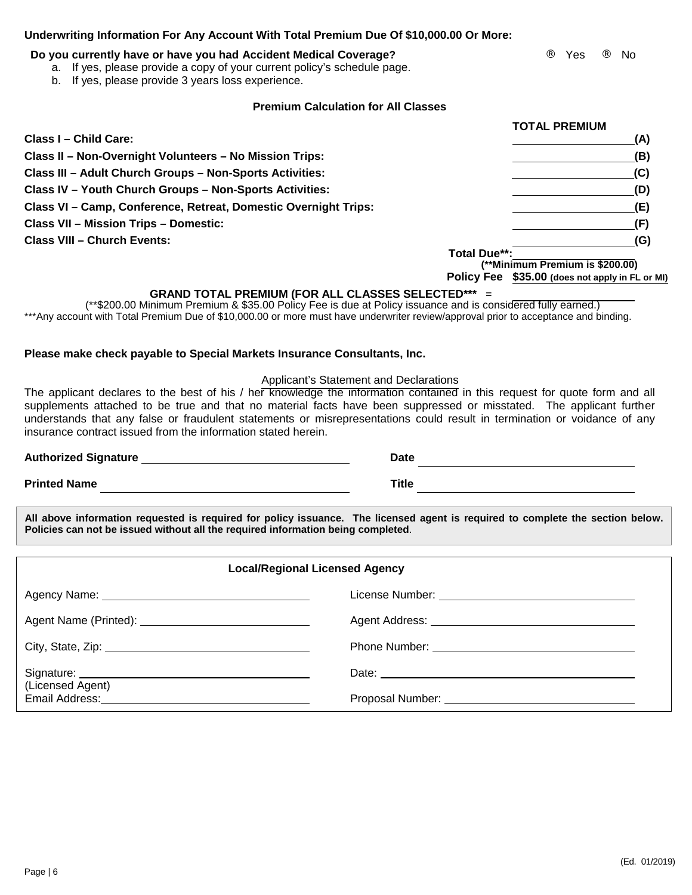**Underwriting Information For Any Account With Total Premium Due Of $10,000.00 Or More:**

**Do you currently have or have you had Accident Medical Coverage?** ® Yes ® No

a. If yes, please provide a copy of your current policy's schedule page.
b. If yes, please provide 3 years loss experience.

**Premium Calculation for All Classes**

| | **TOTAL PREMIUM** |
|---|---|
| **Class I – Child Care:** | ____________ **(A)** |
| **Class II – Non-Overnight Volunteers – No Mission Trips:** | ____________ **(B)** |
| **Class III – Adult Church Groups – Non-Sports Activities:** | ____________ **(C)** |
| **Class IV – Youth Church Groups – Non-Sports Activities:** | ____________ **(D)** |
| **Class VI – Camp, Conference, Retreat, Domestic Overnight Trips:** | ____________ **(E)** |
| **Class VII – Mission Trips – Domestic:** | ____________ **(F)** |
| **Class VIII – Church Events:** | ____________ **(G)** |
| **Total Due**:** | ____________ **(**Minimum Premium is $200.00)** |
| **Policy Fee** | **$35.00 (does not apply in FL or MI)** |

**GRAND TOTAL PREMIUM (FOR ALL CLASSES SELECTED*** =** ____________

(**$200.00 Minimum Premium & $35.00 Policy Fee is due at Policy issuance and is considered fully earned.)

***Any account with Total Premium Due of $10,000.00 or more must have underwriter review/approval prior to acceptance and binding.

**Please make check payable to Special Markets Insurance Consultants, Inc.**

Applicant's Statement and Declarations

The applicant declares to the best of his / her knowledge the information contained in this request for quote form and all supplements attached to be true and that no material facts have been suppressed or misstated. The applicant further understands that any false or fraudulent statements or misrepresentations could result in termination or voidance of any insurance contract issued from the information stated herein.

**Authorized Signature** ____________________ **Date** ____________________

**Printed Name** ____________________ **Title** ____________________

**All above information requested is required for policy issuance. The licensed agent is required to complete the section below. Policies can not be issued without all the required information being completed**.

**Local/Regional Licensed Agency**

| | |
|---|---|
| Agency Name: ____________________ | License Number: ____________________ |
| Agent Name (Printed): ____________________ | Agent Address: ____________________ |
| City, State, Zip: ____________________ | Phone Number: ____________________ |
| Signature: ____________________ (Licensed Agent) | Date: ____________________ |
| Email Address: ____________________ | Proposal Number: ____________________ |

(Ed. 01/2019)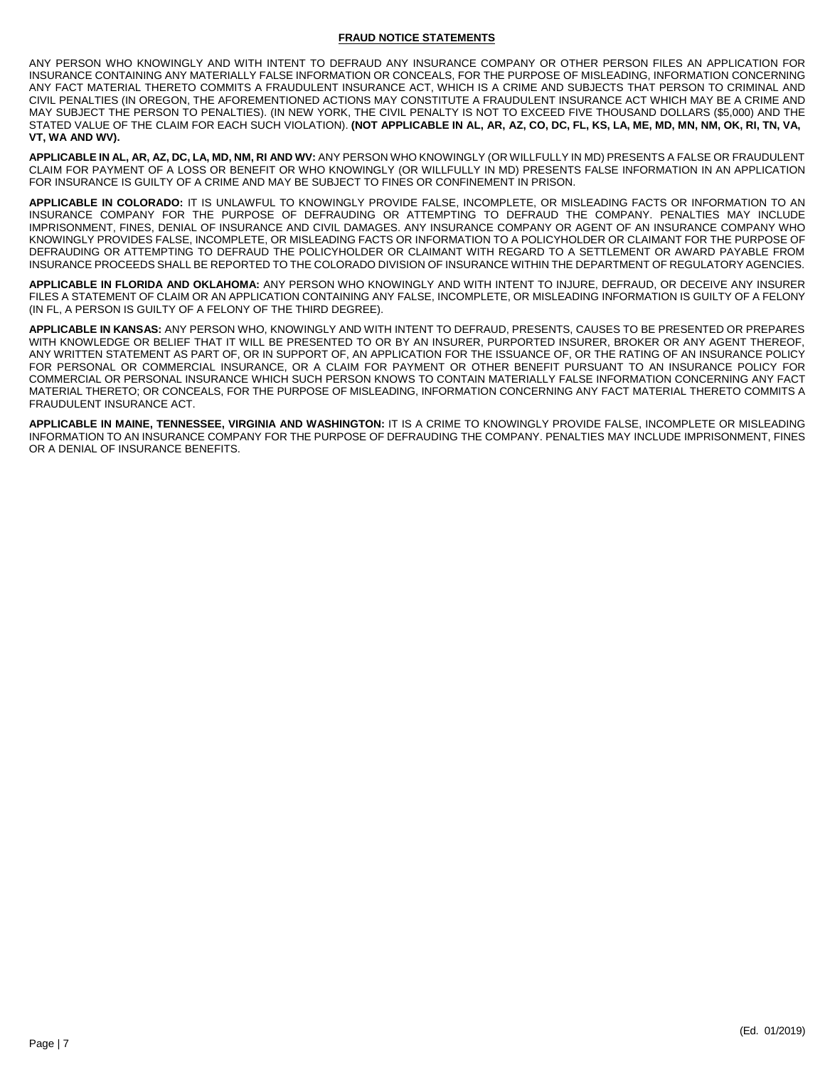## FRAUD NOTICE STATEMENTS

ANY PERSON WHO KNOWINGLY AND WITH INTENT TO DEFRAUD ANY INSURANCE COMPANY OR OTHER PERSON FILES AN APPLICATION FOR INSURANCE CONTAINING ANY MATERIALLY FALSE INFORMATION OR CONCEALS, FOR THE PURPOSE OF MISLEADING, INFORMATION CONCERNING ANY FACT MATERIAL THERETO COMMITS A FRAUDULENT INSURANCE ACT, WHICH IS A CRIME AND SUBJECTS THAT PERSON TO CRIMINAL AND CIVIL PENALTIES (IN OREGON, THE AFOREMENTIONED ACTIONS MAY CONSTITUTE A FRAUDULENT INSURANCE ACT WHICH MAY BE A CRIME AND MAY SUBJECT THE PERSON TO PENALTIES). (IN NEW YORK, THE CIVIL PENALTY IS NOT TO EXCEED FIVE THOUSAND DOLLARS ($5,000) AND THE STATED VALUE OF THE CLAIM FOR EACH SUCH VIOLATION). **(NOT APPLICABLE IN AL, AR, AZ, CO, DC, FL, KS, LA, ME, MD, MN, NM, OK, RI, TN, VA, VT, WA AND WV).**

**APPLICABLE IN AL, AR, AZ, DC, LA, MD, NM, RI AND WV:** ANY PERSON WHO KNOWINGLY (OR WILLFULLY IN MD) PRESENTS A FALSE OR FRAUDULENT CLAIM FOR PAYMENT OF A LOSS OR BENEFIT OR WHO KNOWINGLY (OR WILLFULLY IN MD) PRESENTS FALSE INFORMATION IN AN APPLICATION FOR INSURANCE IS GUILTY OF A CRIME AND MAY BE SUBJECT TO FINES OR CONFINEMENT IN PRISON.

**APPLICABLE IN COLORADO:** IT IS UNLAWFUL TO KNOWINGLY PROVIDE FALSE, INCOMPLETE, OR MISLEADING FACTS OR INFORMATION TO AN INSURANCE COMPANY FOR THE PURPOSE OF DEFRAUDING OR ATTEMPTING TO DEFRAUD THE COMPANY. PENALTIES MAY INCLUDE IMPRISONMENT, FINES, DENIAL OF INSURANCE AND CIVIL DAMAGES. ANY INSURANCE COMPANY OR AGENT OF AN INSURANCE COMPANY WHO KNOWINGLY PROVIDES FALSE, INCOMPLETE, OR MISLEADING FACTS OR INFORMATION TO A POLICYHOLDER OR CLAIMANT FOR THE PURPOSE OF DEFRAUDING OR ATTEMPTING TO DEFRAUD THE POLICYHOLDER OR CLAIMANT WITH REGARD TO A SETTLEMENT OR AWARD PAYABLE FROM INSURANCE PROCEEDS SHALL BE REPORTED TO THE COLORADO DIVISION OF INSURANCE WITHIN THE DEPARTMENT OF REGULATORY AGENCIES.

**APPLICABLE IN FLORIDA AND OKLAHOMA:** ANY PERSON WHO KNOWINGLY AND WITH INTENT TO INJURE, DEFRAUD, OR DECEIVE ANY INSURER FILES A STATEMENT OF CLAIM OR AN APPLICATION CONTAINING ANY FALSE, INCOMPLETE, OR MISLEADING INFORMATION IS GUILTY OF A FELONY (IN FL, A PERSON IS GUILTY OF A FELONY OF THE THIRD DEGREE).

**APPLICABLE IN KANSAS:** ANY PERSON WHO, KNOWINGLY AND WITH INTENT TO DEFRAUD, PRESENTS, CAUSES TO BE PRESENTED OR PREPARES WITH KNOWLEDGE OR BELIEF THAT IT WILL BE PRESENTED TO OR BY AN INSURER, PURPORTED INSURER, BROKER OR ANY AGENT THEREOF, ANY WRITTEN STATEMENT AS PART OF, OR IN SUPPORT OF, AN APPLICATION FOR THE ISSUANCE OF, OR THE RATING OF AN INSURANCE POLICY FOR PERSONAL OR COMMERCIAL INSURANCE, OR A CLAIM FOR PAYMENT OR OTHER BENEFIT PURSUANT TO AN INSURANCE POLICY FOR COMMERCIAL OR PERSONAL INSURANCE WHICH SUCH PERSON KNOWS TO CONTAIN MATERIALLY FALSE INFORMATION CONCERNING ANY FACT MATERIAL THERETO; OR CONCEALS, FOR THE PURPOSE OF MISLEADING, INFORMATION CONCERNING ANY FACT MATERIAL THERETO COMMITS A FRAUDULENT INSURANCE ACT.

**APPLICABLE IN MAINE, TENNESSEE, VIRGINIA AND WASHINGTON:** IT IS A CRIME TO KNOWINGLY PROVIDE FALSE, INCOMPLETE OR MISLEADING INFORMATION TO AN INSURANCE COMPANY FOR THE PURPOSE OF DEFRAUDING THE COMPANY. PENALTIES MAY INCLUDE IMPRISONMENT, FINES OR A DENIAL OF INSURANCE BENEFITS.

(Ed. 01/2019)